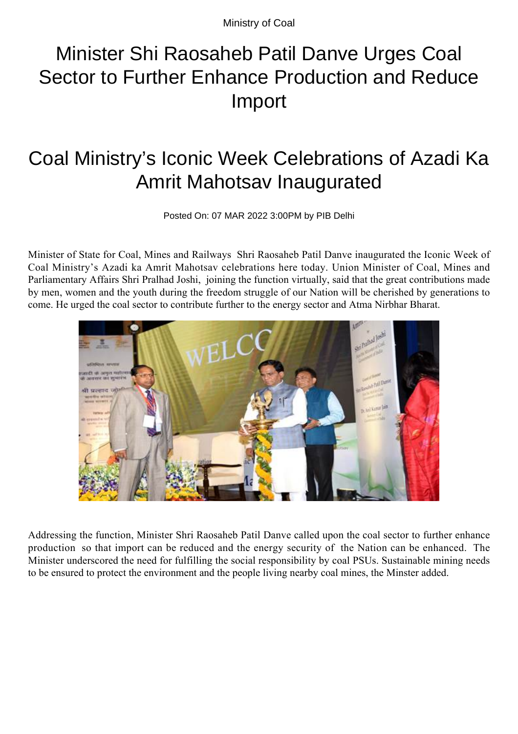Ministry of Coal

# Minister Shi Raosaheb Patil Danve Urges Coal Sector to Further Enhance Production and Reduce Import

# Coal Ministry's Iconic Week Celebrations of Azadi Ka Amrit Mahotsav Inaugurated

Posted On: 07 MAR 2022 3:00PM by PIB Delhi

Minister of State for Coal, Mines and Railways Shri Raosaheb Patil Danve inaugurated the Iconic Week of Coal Ministry's Azadi ka Amrit Mahotsav celebrations here today. Union Minister of Coal, Mines and Parliamentary Affairs Shri Pralhad Joshi, joining the function virtually, said that the great contributions made by men, women and the youth during the freedom struggle of our Nation will be cherished by generations to come. He urged the coal sector to contribute further to the energy sector and Atma Nirbhar Bharat.

Addressing the function, Minister Shri Raosaheb Patil Danve called upon the coal sector to further enhance production so that import can be reduced and the energy security of the Nation can be enhanced. The Minister underscored the need for fulfilling the social responsibility by coal PSUs. Sustainable mining needs to be ensured to protect the environment and the people living nearby coal mines, the Minster added.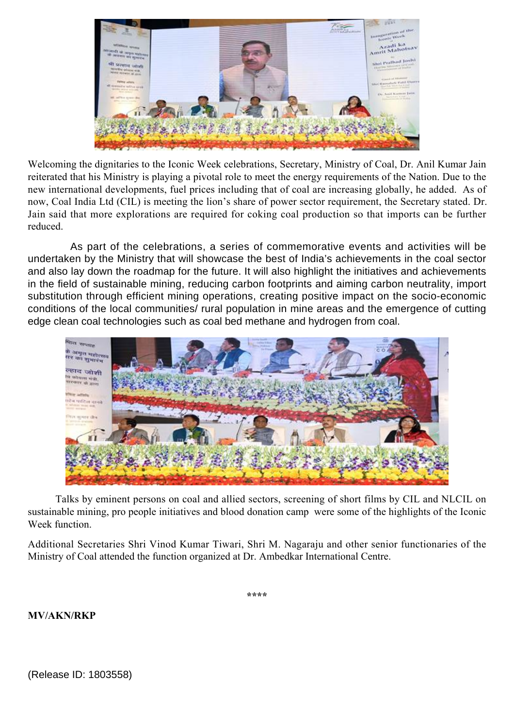Welcoming the dignitaries to the Iconic Week celebrations, Secretary, Ministry of Coal, Dr. Anil Kumar Jain reiterated that his Ministry is playing a pivotal role to meet the energy requirements of the Nation. Due to the new international developments, fuel prices including that of coal are increasing globally, he added. As of now, Coal India Ltd (CIL) is meeting the lion's share of power sector requirement, the Secretary stated. Dr. Jain said that more explorations are required for coking coal production so that imports can be further reduced.

As part of the celebrations, a series of commemorative events and activities will be undertaken by the Ministry that will showcase the best of India's achievements in the coal sector and also lay down the roadmap for the future. It will also highlight the initiatives and achievements in the field of sustainable mining, reducing carbon footprints and aiming carbon neutrality, import substitution through efficient mining operations, creating positive impact on the socio-economic conditions of the local communities/ rural population in mine areas and the emergence of cutting edge clean coal technologies such as coal bed methane and hydrogen from coal.

Talks by eminent persons on coal and allied sectors, screening of short films by CIL and NLCIL on sustainable mining, pro people initiatives and blood donation camp were some of the highlights of the Iconic Week function.

Additional Secretaries Shri Vinod Kumar Tiwari, Shri M. Nagaraju and other senior functionaries of the Ministry of Coal attended the function organized at Dr. Ambedkar International Centre.

****

**MV/AKN/RKP**

(Release ID: 1803558)